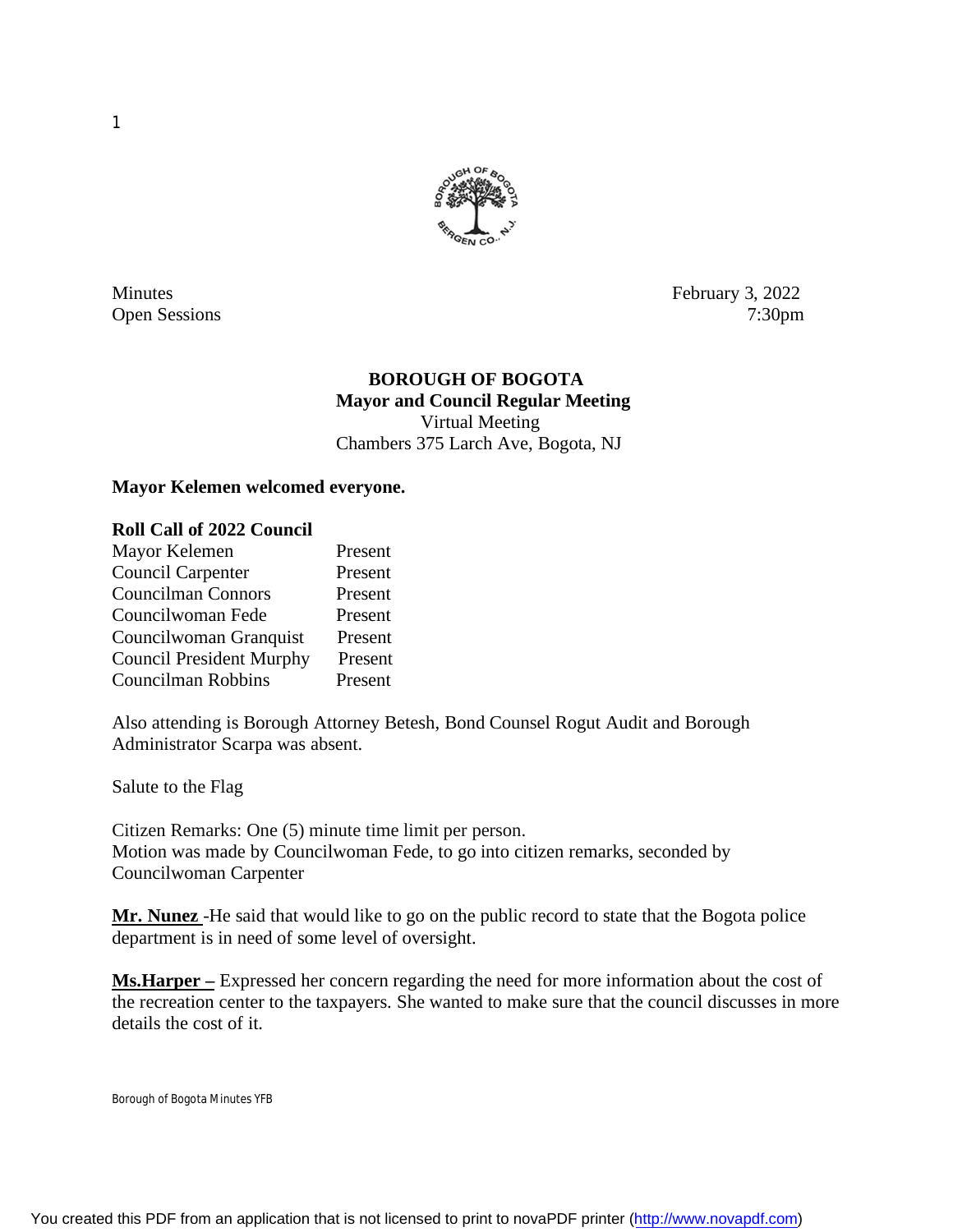Minutes February 3, 2022
Open Sessions 7:30pm

**BOROUGH OF BOGOTA**
**Mayor and Council Regular Meeting**
Virtual Meeting
Chambers 375 Larch Ave, Bogota, NJ

**Mayor Kelemen welcomed everyone.**

**Roll Call of 2022 Council**

| | |
|---|---|
| Mayor Kelemen | Present |
| Council Carpenter | Present |
| Councilman Connors | Present |
| Councilwoman Fede | Present |
| Councilwoman Granquist | Present |
| Council President Murphy | Present |
| Councilman Robbins | Present |

Also attending is Borough Attorney Betesh, Bond Counsel Rogut Audit and Borough Administrator Scarpa was absent.

Salute to the Flag

Citizen Remarks: One (5) minute time limit per person.
Motion was made by Councilwoman Fede, to go into citizen remarks, seconded by Councilwoman Carpenter

**Mr. Nunez** -He said that would like to go on the public record to state that the Bogota police department is in need of some level of oversight.

**Ms.Harper –** Expressed her concern regarding the need for more information about the cost of the recreation center to the taxpayers. She wanted to make sure that the council discusses in more details the cost of it.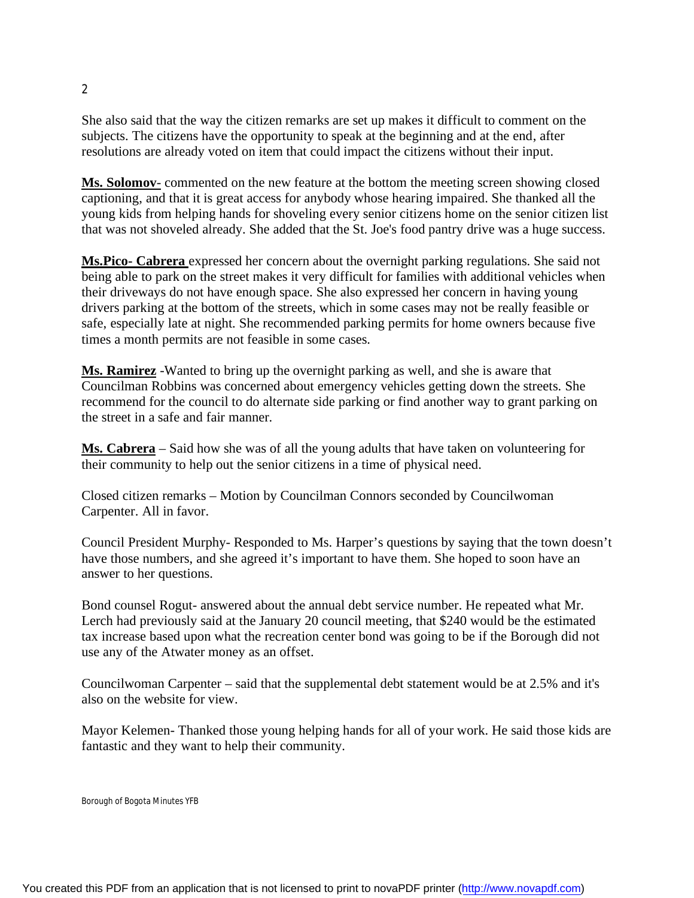She also said that the way the citizen remarks are set up makes it difficult to comment on the subjects. The citizens have the opportunity to speak at the beginning and at the end, after resolutions are already voted on item that could impact the citizens without their input.

**Ms. Solomov**- commented on the new feature at the bottom the meeting screen showing closed captioning, and that it is great access for anybody whose hearing impaired. She thanked all the young kids from helping hands for shoveling every senior citizens home on the senior citizen list that was not shoveled already. She added that the St. Joe's food pantry drive was a huge success.

**Ms.Pico- Cabrera** expressed her concern about the overnight parking regulations. She said not being able to park on the street makes it very difficult for families with additional vehicles when their driveways do not have enough space. She also expressed her concern in having young drivers parking at the bottom of the streets, which in some cases may not be really feasible or safe, especially late at night. She recommended parking permits for home owners because five times a month permits are not feasible in some cases.

**Ms. Ramirez** -Wanted to bring up the overnight parking as well, and she is aware that Councilman Robbins was concerned about emergency vehicles getting down the streets. She recommend for the council to do alternate side parking or find another way to grant parking on the street in a safe and fair manner.

**Ms. Cabrera** – Said how she was of all the young adults that have taken on volunteering for their community to help out the senior citizens in a time of physical need.

Closed citizen remarks – Motion by Councilman Connors seconded by Councilwoman Carpenter. All in favor.

Council President Murphy- Responded to Ms. Harper's questions by saying that the town doesn't have those numbers, and she agreed it's important to have them. She hoped to soon have an answer to her questions.

Bond counsel Rogut- answered about the annual debt service number. He repeated what Mr. Lerch had previously said at the January 20 council meeting, that $240 would be the estimated tax increase based upon what the recreation center bond was going to be if the Borough did not use any of the Atwater money as an offset.

Councilwoman Carpenter – said that the supplemental debt statement would be at 2.5% and it's also on the website for view.

Mayor Kelemen- Thanked those young helping hands for all of your work. He said those kids are fantastic and they want to help their community.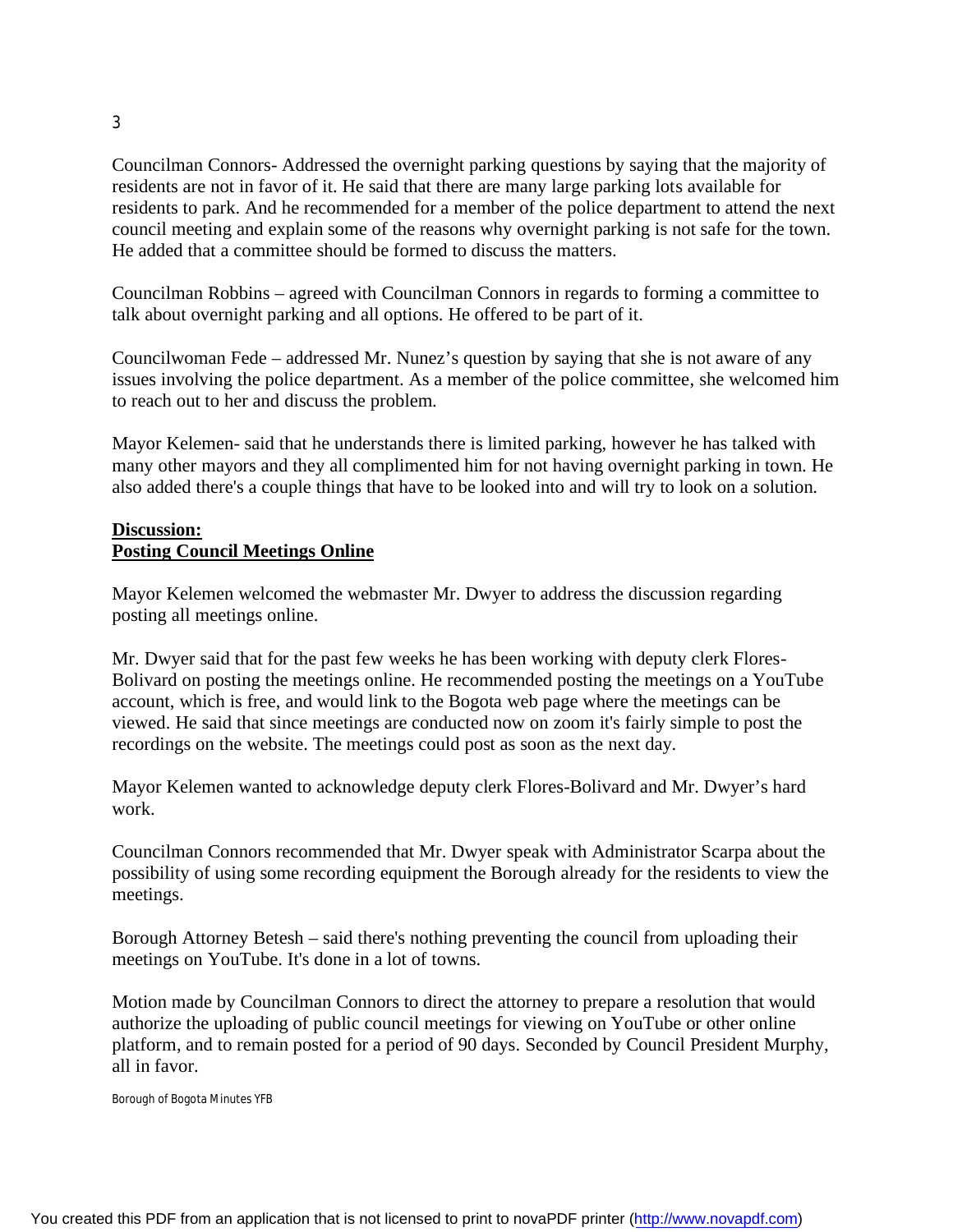Councilman Connors- Addressed the overnight parking questions by saying that the majority of residents are not in favor of it. He said that there are many large parking lots available for residents to park. And he recommended for a member of the police department to attend the next council meeting and explain some of the reasons why overnight parking is not safe for the town. He added that a committee should be formed to discuss the matters.

Councilman Robbins – agreed with Councilman Connors in regards to forming a committee to talk about overnight parking and all options. He offered to be part of it.

Councilwoman Fede – addressed Mr. Nunez's question by saying that she is not aware of any issues involving the police department. As a member of the police committee, she welcomed him to reach out to her and discuss the problem.

Mayor Kelemen- said that he understands there is limited parking, however he has talked with many other mayors and they all complimented him for not having overnight parking in town. He also added there's a couple things that have to be looked into and will try to look on a solution.

**Discussion:**
**Posting Council Meetings Online**

Mayor Kelemen welcomed the webmaster Mr. Dwyer to address the discussion regarding posting all meetings online.

Mr. Dwyer said that for the past few weeks he has been working with deputy clerk Flores-Bolivard on posting the meetings online. He recommended posting the meetings on a YouTube account, which is free, and would link to the Bogota web page where the meetings can be viewed. He said that since meetings are conducted now on zoom it's fairly simple to post the recordings on the website. The meetings could post as soon as the next day.

Mayor Kelemen wanted to acknowledge deputy clerk Flores-Bolivard and Mr. Dwyer's hard work.

Councilman Connors recommended that Mr. Dwyer speak with Administrator Scarpa about the possibility of using some recording equipment the Borough already for the residents to view the meetings.

Borough Attorney Betesh – said there's nothing preventing the council from uploading their meetings on YouTube. It's done in a lot of towns.

Motion made by Councilman Connors to direct the attorney to prepare a resolution that would authorize the uploading of public council meetings for viewing on YouTube or other online platform, and to remain posted for a period of 90 days. Seconded by Council President Murphy, all in favor.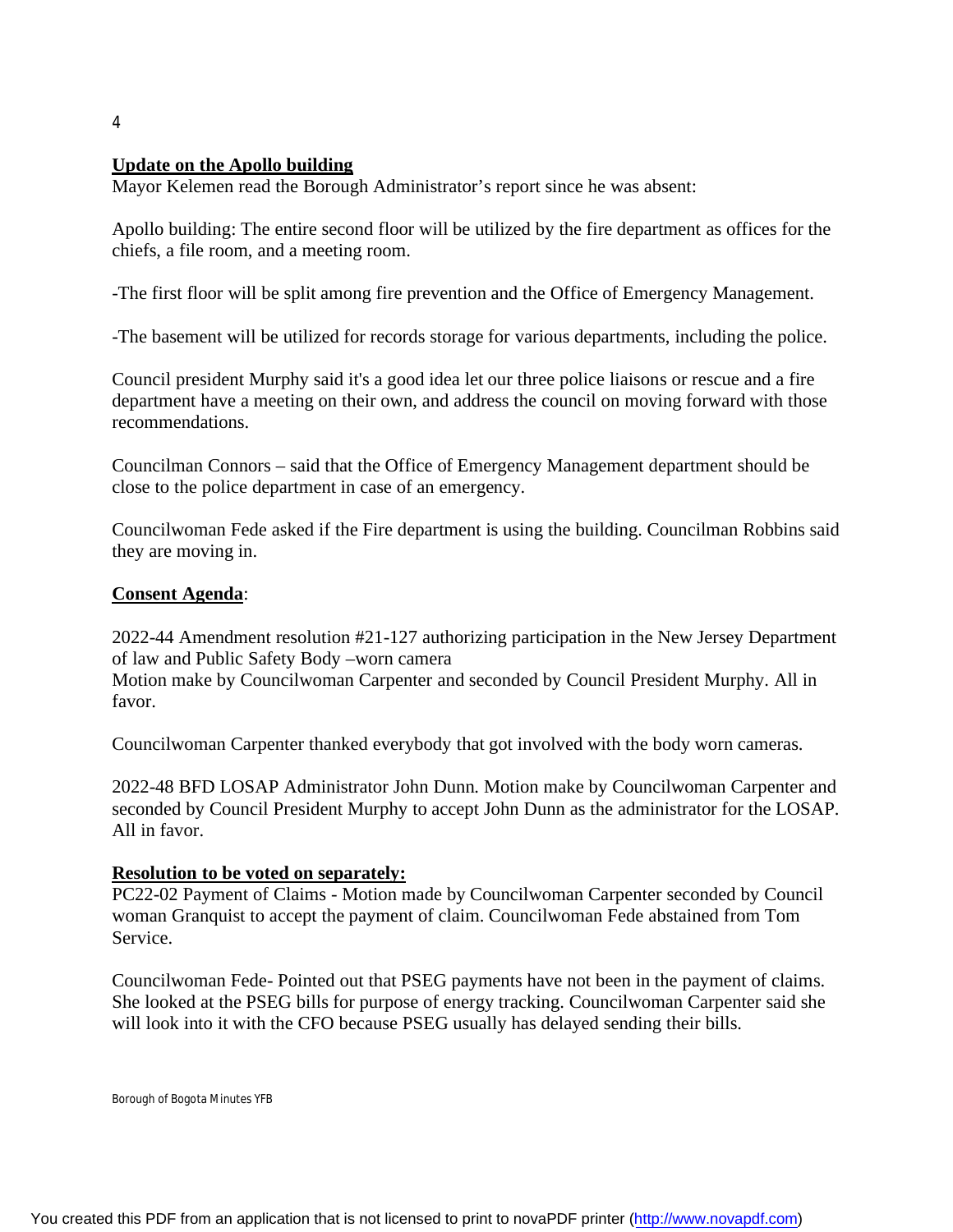**Update on the Apollo building**

Mayor Kelemen read the Borough Administrator's report since he was absent:

Apollo building: The entire second floor will be utilized by the fire department as offices for the chiefs, a file room, and a meeting room.

-The first floor will be split among fire prevention and the Office of Emergency Management.

-The basement will be utilized for records storage for various departments, including the police.

Council president Murphy said it's a good idea let our three police liaisons or rescue and a fire department have a meeting on their own, and address the council on moving forward with those recommendations.

Councilman Connors – said that the Office of Emergency Management department should be close to the police department in case of an emergency.

Councilwoman Fede asked if the Fire department is using the building. Councilman Robbins said they are moving in.

**Consent Agenda**:

2022-44 Amendment resolution #21-127 authorizing participation in the New Jersey Department of law and Public Safety Body –worn camera
Motion make by Councilwoman Carpenter and seconded by Council President Murphy. All in favor.

Councilwoman Carpenter thanked everybody that got involved with the body worn cameras.

2022-48 BFD LOSAP Administrator John Dunn. Motion make by Councilwoman Carpenter and seconded by Council President Murphy to accept John Dunn as the administrator for the LOSAP. All in favor.

**Resolution to be voted on separately:**

PC22-02 Payment of Claims - Motion made by Councilwoman Carpenter seconded by Council woman Granquist to accept the payment of claim. Councilwoman Fede abstained from Tom Service.

Councilwoman Fede- Pointed out that PSEG payments have not been in the payment of claims. She looked at the PSEG bills for purpose of energy tracking. Councilwoman Carpenter said she will look into it with the CFO because PSEG usually has delayed sending their bills.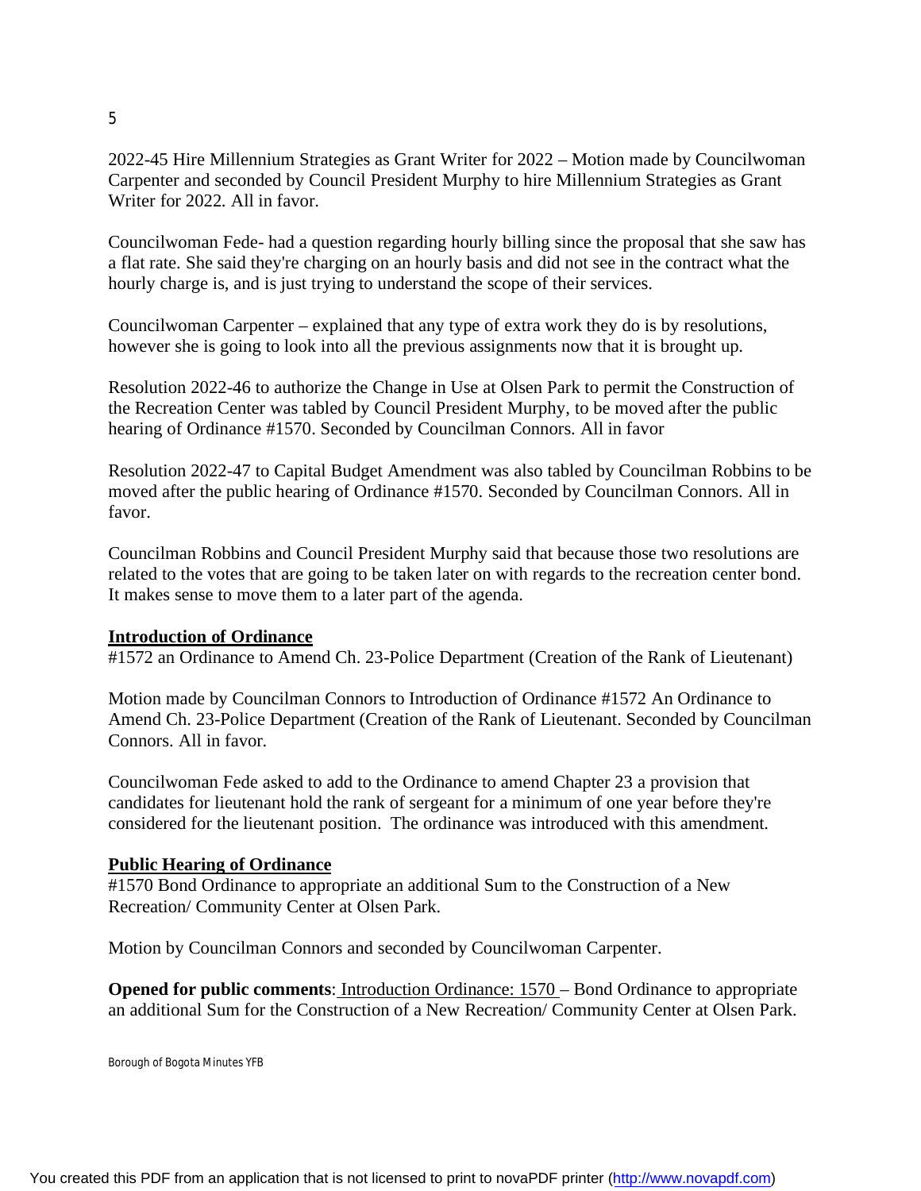2022-45 Hire Millennium Strategies as Grant Writer for 2022 – Motion made by Councilwoman Carpenter and seconded by Council President Murphy to hire Millennium Strategies as Grant Writer for 2022. All in favor.

Councilwoman Fede- had a question regarding hourly billing since the proposal that she saw has a flat rate. She said they're charging on an hourly basis and did not see in the contract what the hourly charge is, and is just trying to understand the scope of their services.

Councilwoman Carpenter – explained that any type of extra work they do is by resolutions, however she is going to look into all the previous assignments now that it is brought up.

Resolution 2022-46 to authorize the Change in Use at Olsen Park to permit the Construction of the Recreation Center was tabled by Council President Murphy, to be moved after the public hearing of Ordinance #1570. Seconded by Councilman Connors. All in favor

Resolution 2022-47 to Capital Budget Amendment was also tabled by Councilman Robbins to be moved after the public hearing of Ordinance #1570. Seconded by Councilman Connors. All in favor.

Councilman Robbins and Council President Murphy said that because those two resolutions are related to the votes that are going to be taken later on with regards to the recreation center bond. It makes sense to move them to a later part of the agenda.

**Introduction of Ordinance**

#1572 an Ordinance to Amend Ch. 23-Police Department (Creation of the Rank of Lieutenant)

Motion made by Councilman Connors to Introduction of Ordinance #1572 An Ordinance to Amend Ch. 23-Police Department (Creation of the Rank of Lieutenant. Seconded by Councilman Connors. All in favor.

Councilwoman Fede asked to add to the Ordinance to amend Chapter 23 a provision that candidates for lieutenant hold the rank of sergeant for a minimum of one year before they're considered for the lieutenant position. The ordinance was introduced with this amendment.

**Public Hearing of Ordinance**

#1570 Bond Ordinance to appropriate an additional Sum to the Construction of a New Recreation/ Community Center at Olsen Park.

Motion by Councilman Connors and seconded by Councilwoman Carpenter.

**Opened for public comments**: Introduction Ordinance: 1570 – Bond Ordinance to appropriate an additional Sum for the Construction of a New Recreation/ Community Center at Olsen Park.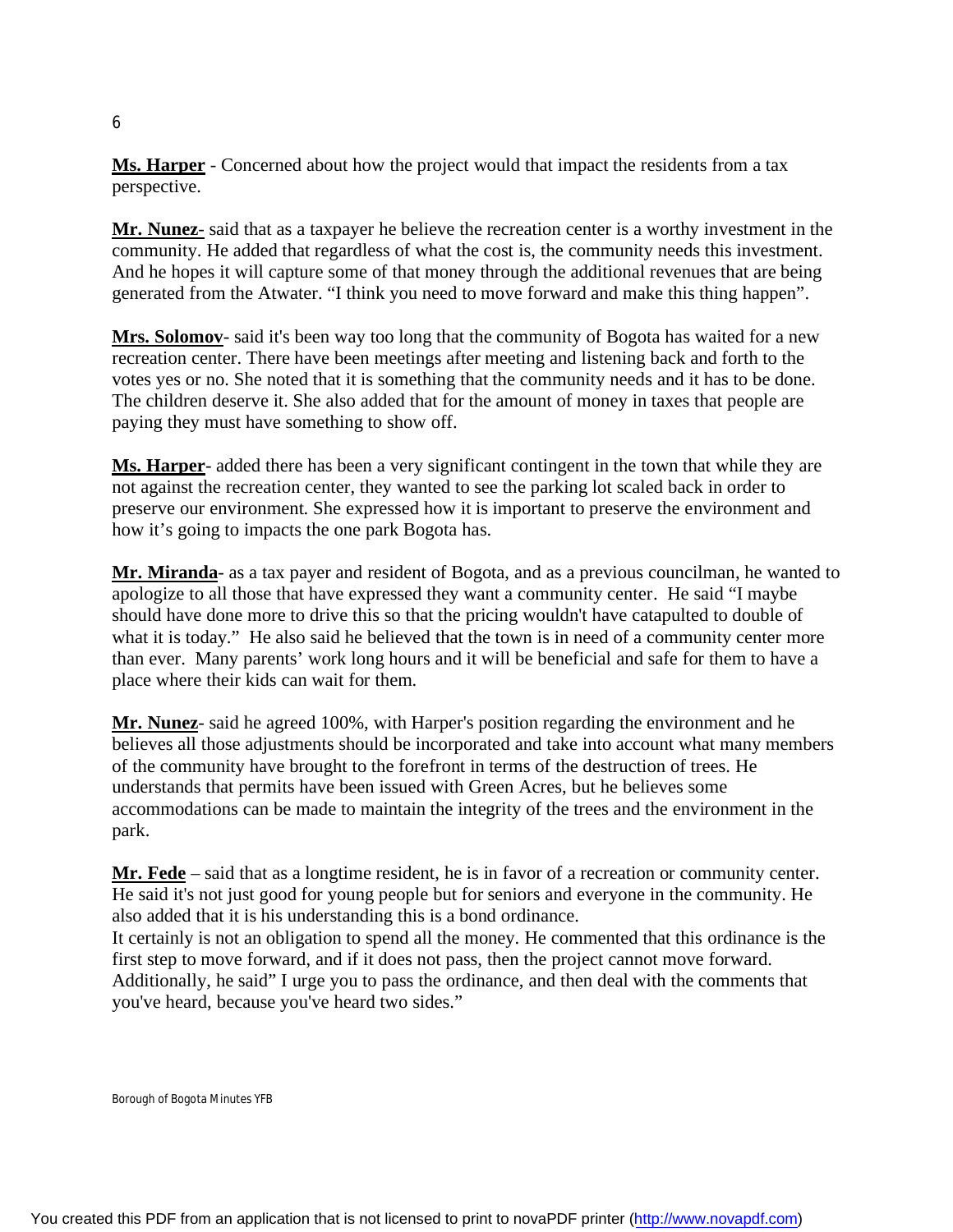**Ms. Harper** - Concerned about how the project would that impact the residents from a tax perspective.

**Mr. Nunez**- said that as a taxpayer he believe the recreation center is a worthy investment in the community. He added that regardless of what the cost is, the community needs this investment. And he hopes it will capture some of that money through the additional revenues that are being generated from the Atwater. "I think you need to move forward and make this thing happen".

**Mrs. Solomov**- said it's been way too long that the community of Bogota has waited for a new recreation center. There have been meetings after meeting and listening back and forth to the votes yes or no. She noted that it is something that the community needs and it has to be done. The children deserve it. She also added that for the amount of money in taxes that people are paying they must have something to show off.

**Ms. Harper**- added there has been a very significant contingent in the town that while they are not against the recreation center, they wanted to see the parking lot scaled back in order to preserve our environment. She expressed how it is important to preserve the environment and how it's going to impacts the one park Bogota has.

**Mr. Miranda**- as a tax payer and resident of Bogota, and as a previous councilman, he wanted to apologize to all those that have expressed they want a community center. He said "I maybe should have done more to drive this so that the pricing wouldn't have catapulted to double of what it is today." He also said he believed that the town is in need of a community center more than ever. Many parents' work long hours and it will be beneficial and safe for them to have a place where their kids can wait for them.

**Mr. Nunez**- said he agreed 100%, with Harper's position regarding the environment and he believes all those adjustments should be incorporated and take into account what many members of the community have brought to the forefront in terms of the destruction of trees. He understands that permits have been issued with Green Acres, but he believes some accommodations can be made to maintain the integrity of the trees and the environment in the park.

**Mr. Fede** – said that as a longtime resident, he is in favor of a recreation or community center. He said it's not just good for young people but for seniors and everyone in the community. He also added that it is his understanding this is a bond ordinance.
It certainly is not an obligation to spend all the money. He commented that this ordinance is the first step to move forward, and if it does not pass, then the project cannot move forward. Additionally, he said" I urge you to pass the ordinance, and then deal with the comments that you've heard, because you've heard two sides."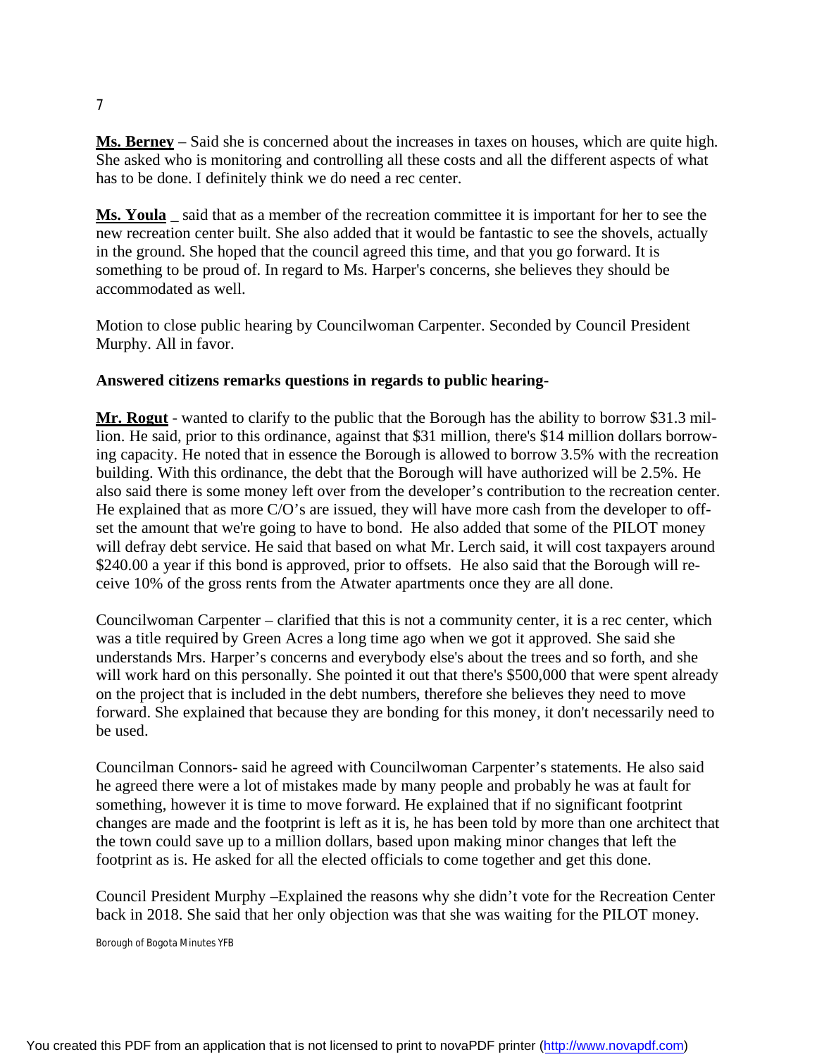**Ms. Berney** – Said she is concerned about the increases in taxes on houses, which are quite high. She asked who is monitoring and controlling all these costs and all the different aspects of what has to be done. I definitely think we do need a rec center.

**Ms. Youla** _ said that as a member of the recreation committee it is important for her to see the new recreation center built. She also added that it would be fantastic to see the shovels, actually in the ground. She hoped that the council agreed this time, and that you go forward. It is something to be proud of. In regard to Ms. Harper's concerns, she believes they should be accommodated as well.

Motion to close public hearing by Councilwoman Carpenter. Seconded by Council President Murphy. All in favor.

**Answered citizens remarks questions in regards to public hearing**-

**Mr. Rogut** - wanted to clarify to the public that the Borough has the ability to borrow $31.3 million. He said, prior to this ordinance, against that $31 million, there's $14 million dollars borrowing capacity. He noted that in essence the Borough is allowed to borrow 3.5% with the recreation building. With this ordinance, the debt that the Borough will have authorized will be 2.5%. He also said there is some money left over from the developer's contribution to the recreation center. He explained that as more C/O's are issued, they will have more cash from the developer to offset the amount that we're going to have to bond. He also added that some of the PILOT money will defray debt service. He said that based on what Mr. Lerch said, it will cost taxpayers around $240.00 a year if this bond is approved, prior to offsets. He also said that the Borough will receive 10% of the gross rents from the Atwater apartments once they are all done.

Councilwoman Carpenter – clarified that this is not a community center, it is a rec center, which was a title required by Green Acres a long time ago when we got it approved. She said she understands Mrs. Harper's concerns and everybody else's about the trees and so forth, and she will work hard on this personally. She pointed it out that there's $500,000 that were spent already on the project that is included in the debt numbers, therefore she believes they need to move forward. She explained that because they are bonding for this money, it don't necessarily need to be used.

Councilman Connors- said he agreed with Councilwoman Carpenter's statements. He also said he agreed there were a lot of mistakes made by many people and probably he was at fault for something, however it is time to move forward. He explained that if no significant footprint changes are made and the footprint is left as it is, he has been told by more than one architect that the town could save up to a million dollars, based upon making minor changes that left the footprint as is. He asked for all the elected officials to come together and get this done.

Council President Murphy –Explained the reasons why she didn't vote for the Recreation Center back in 2018. She said that her only objection was that she was waiting for the PILOT money.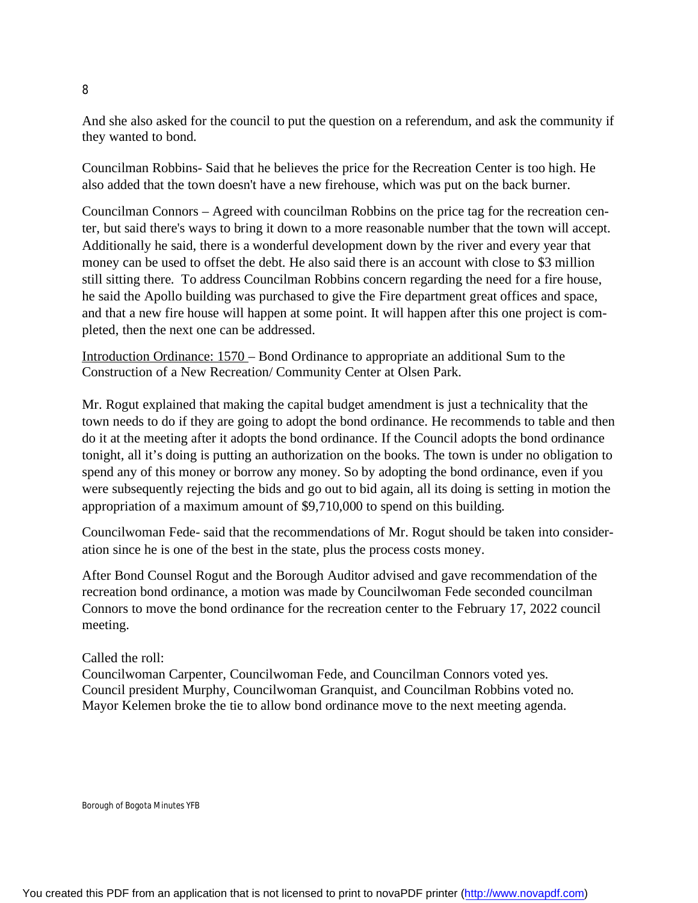And she also asked for the council to put the question on a referendum, and ask the community if they wanted to bond.

Councilman Robbins- Said that he believes the price for the Recreation Center is too high. He also added that the town doesn't have a new firehouse, which was put on the back burner.

Councilman Connors – Agreed with councilman Robbins on the price tag for the recreation center, but said there's ways to bring it down to a more reasonable number that the town will accept. Additionally he said, there is a wonderful development down by the river and every year that money can be used to offset the debt. He also said there is an account with close to $3 million still sitting there. To address Councilman Robbins concern regarding the need for a fire house, he said the Apollo building was purchased to give the Fire department great offices and space, and that a new fire house will happen at some point. It will happen after this one project is completed, then the next one can be addressed.

<u>Introduction Ordinance: 1570</u> – Bond Ordinance to appropriate an additional Sum to the Construction of a New Recreation/ Community Center at Olsen Park.

Mr. Rogut explained that making the capital budget amendment is just a technicality that the town needs to do if they are going to adopt the bond ordinance. He recommends to table and then do it at the meeting after it adopts the bond ordinance. If the Council adopts the bond ordinance tonight, all it's doing is putting an authorization on the books. The town is under no obligation to spend any of this money or borrow any money. So by adopting the bond ordinance, even if you were subsequently rejecting the bids and go out to bid again, all its doing is setting in motion the appropriation of a maximum amount of $9,710,000 to spend on this building.

Councilwoman Fede- said that the recommendations of Mr. Rogut should be taken into consideration since he is one of the best in the state, plus the process costs money.

After Bond Counsel Rogut and the Borough Auditor advised and gave recommendation of the recreation bond ordinance, a motion was made by Councilwoman Fede seconded councilman Connors to move the bond ordinance for the recreation center to the February 17, 2022 council meeting.

Called the roll:
Councilwoman Carpenter, Councilwoman Fede, and Councilman Connors voted yes.
Council president Murphy, Councilwoman Granquist, and Councilman Robbins voted no.
Mayor Kelemen broke the tie to allow bond ordinance move to the next meeting agenda.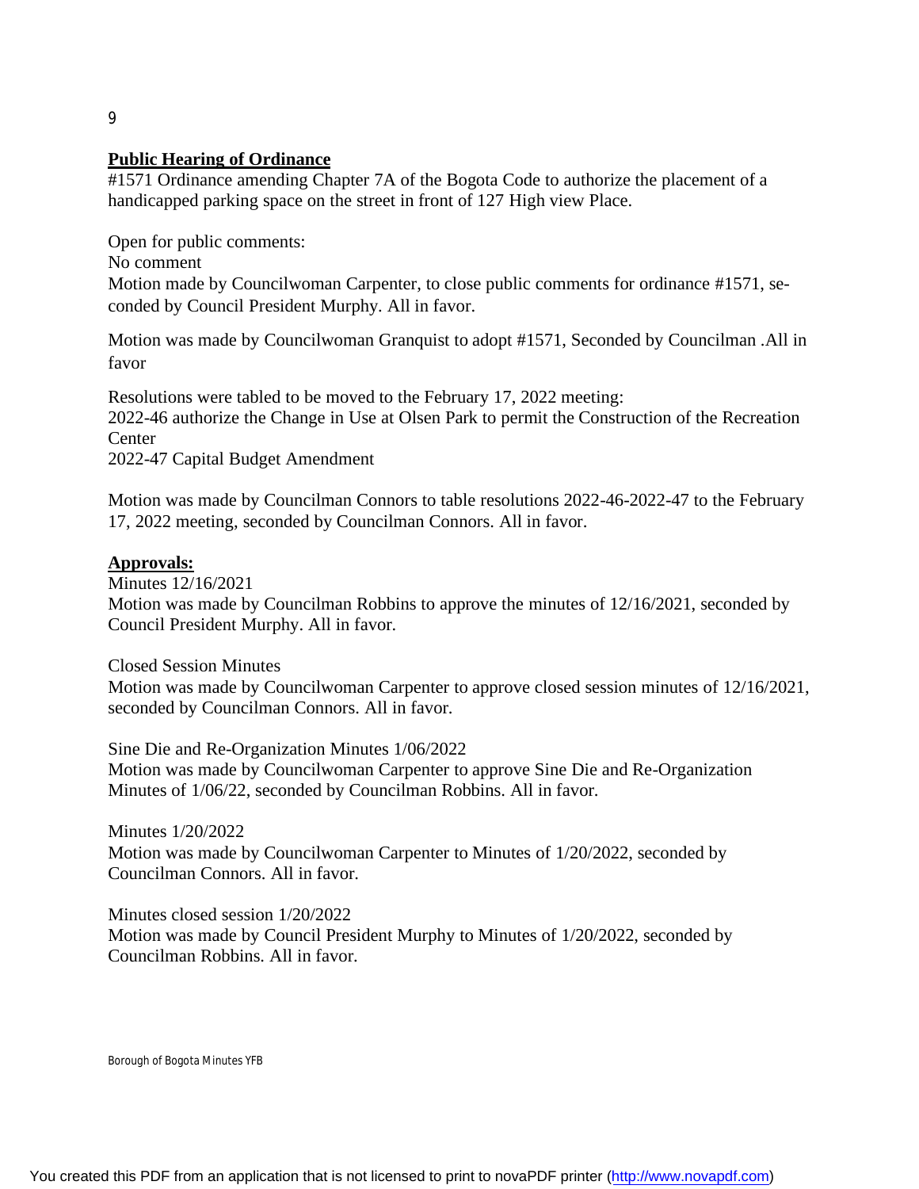**Public Hearing of Ordinance**

#1571 Ordinance amending Chapter 7A of the Bogota Code to authorize the placement of a handicapped parking space on the street in front of 127 High view Place.

Open for public comments:
No comment
Motion made by Councilwoman Carpenter, to close public comments for ordinance #1571, seconded by Council President Murphy. All in favor.

Motion was made by Councilwoman Granquist to adopt #1571, Seconded by Councilman .All in favor

Resolutions were tabled to be moved to the February 17, 2022 meeting:
2022-46 authorize the Change in Use at Olsen Park to permit the Construction of the Recreation Center
2022-47 Capital Budget Amendment

Motion was made by Councilman Connors to table resolutions 2022-46-2022-47 to the February 17, 2022 meeting, seconded by Councilman Connors. All in favor.

**Approvals:**

Minutes 12/16/2021
Motion was made by Councilman Robbins to approve the minutes of 12/16/2021, seconded by Council President Murphy. All in favor.

Closed Session Minutes
Motion was made by Councilwoman Carpenter to approve closed session minutes of 12/16/2021, seconded by Councilman Connors. All in favor.

Sine Die and Re-Organization Minutes 1/06/2022
Motion was made by Councilwoman Carpenter to approve Sine Die and Re-Organization Minutes of 1/06/22, seconded by Councilman Robbins. All in favor.

Minutes 1/20/2022
Motion was made by Councilwoman Carpenter to Minutes of 1/20/2022, seconded by Councilman Connors. All in favor.

Minutes closed session 1/20/2022
Motion was made by Council President Murphy to Minutes of 1/20/2022, seconded by Councilman Robbins. All in favor.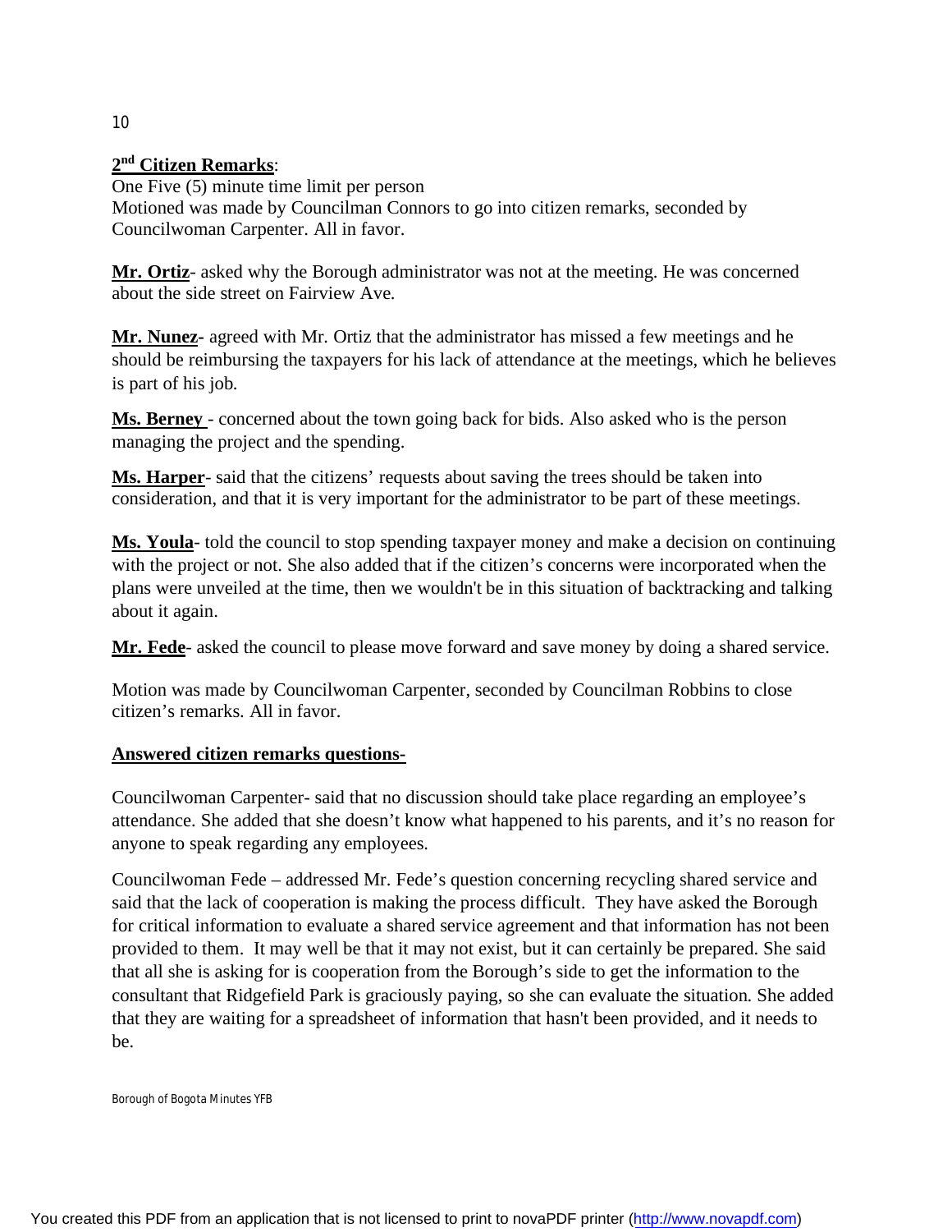## 2nd Citizen Remarks:

One Five (5) minute time limit per person
Motioned was made by Councilman Connors to go into citizen remarks, seconded by Councilwoman Carpenter. All in favor.

**Mr. Ortiz**- asked why the Borough administrator was not at the meeting. He was concerned about the side street on Fairview Ave.

**Mr. Nunez**- agreed with Mr. Ortiz that the administrator has missed a few meetings and he should be reimbursing the taxpayers for his lack of attendance at the meetings, which he believes is part of his job.

**Ms. Berney** - concerned about the town going back for bids. Also asked who is the person managing the project and the spending.

**Ms. Harper**- said that the citizens' requests about saving the trees should be taken into consideration, and that it is very important for the administrator to be part of these meetings.

**Ms. Youla**- told the council to stop spending taxpayer money and make a decision on continuing with the project or not. She also added that if the citizen's concerns were incorporated when the plans were unveiled at the time, then we wouldn't be in this situation of backtracking and talking about it again.

**Mr. Fede**- asked the council to please move forward and save money by doing a shared service.

Motion was made by Councilwoman Carpenter, seconded by Councilman Robbins to close citizen's remarks. All in favor.

**Answered citizen remarks questions-**

Councilwoman Carpenter- said that no discussion should take place regarding an employee's attendance. She added that she doesn't know what happened to his parents, and it's no reason for anyone to speak regarding any employees.

Councilwoman Fede – addressed Mr. Fede's question concerning recycling shared service and said that the lack of cooperation is making the process difficult. They have asked the Borough for critical information to evaluate a shared service agreement and that information has not been provided to them. It may well be that it may not exist, but it can certainly be prepared. She said that all she is asking for is cooperation from the Borough's side to get the information to the consultant that Ridgefield Park is graciously paying, so she can evaluate the situation. She added that they are waiting for a spreadsheet of information that hasn't been provided, and it needs to be.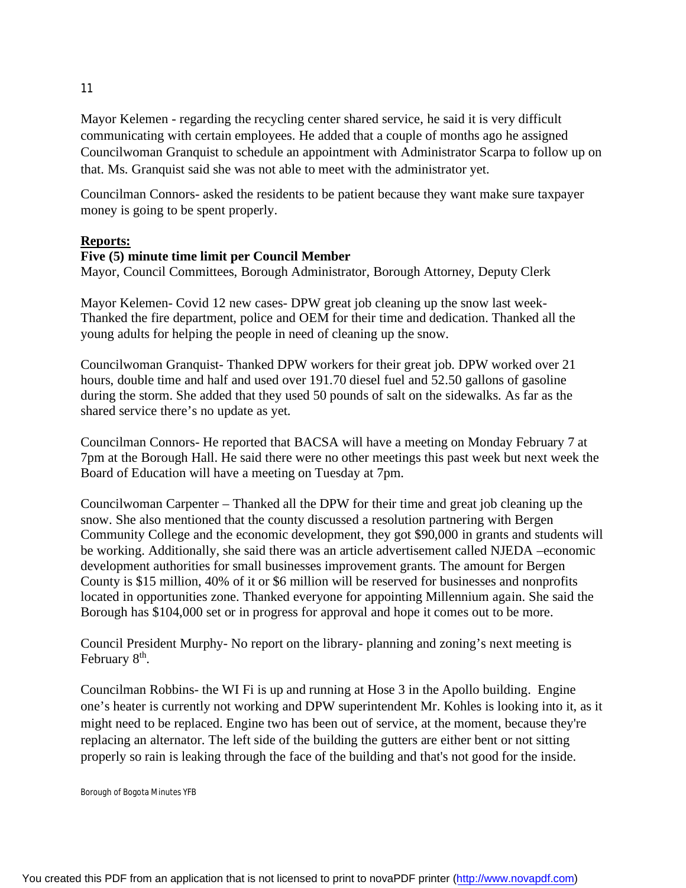Mayor Kelemen - regarding the recycling center shared service, he said it is very difficult communicating with certain employees. He added that a couple of months ago he assigned Councilwoman Granquist to schedule an appointment with Administrator Scarpa to follow up on that. Ms. Granquist said she was not able to meet with the administrator yet.

Councilman Connors- asked the residents to be patient because they want make sure taxpayer money is going to be spent properly.

**Reports:**

**Five (5) minute time limit per Council Member**

Mayor, Council Committees, Borough Administrator, Borough Attorney, Deputy Clerk

Mayor Kelemen- Covid 12 new cases- DPW great job cleaning up the snow last week- Thanked the fire department, police and OEM for their time and dedication. Thanked all the young adults for helping the people in need of cleaning up the snow.

Councilwoman Granquist- Thanked DPW workers for their great job. DPW worked over 21 hours, double time and half and used over 191.70 diesel fuel and 52.50 gallons of gasoline during the storm. She added that they used 50 pounds of salt on the sidewalks. As far as the shared service there's no update as yet.

Councilman Connors- He reported that BACSA will have a meeting on Monday February 7 at 7pm at the Borough Hall. He said there were no other meetings this past week but next week the Board of Education will have a meeting on Tuesday at 7pm.

Councilwoman Carpenter – Thanked all the DPW for their time and great job cleaning up the snow. She also mentioned that the county discussed a resolution partnering with Bergen Community College and the economic development, they got $90,000 in grants and students will be working. Additionally, she said there was an article advertisement called NJEDA –economic development authorities for small businesses improvement grants. The amount for Bergen County is $15 million, 40% of it or $6 million will be reserved for businesses and nonprofits located in opportunities zone. Thanked everyone for appointing Millennium again. She said the Borough has $104,000 set or in progress for approval and hope it comes out to be more.

Council President Murphy- No report on the library- planning and zoning's next meeting is February 8th.

Councilman Robbins- the WI Fi is up and running at Hose 3 in the Apollo building. Engine one's heater is currently not working and DPW superintendent Mr. Kohles is looking into it, as it might need to be replaced. Engine two has been out of service, at the moment, because they're replacing an alternator. The left side of the building the gutters are either bent or not sitting properly so rain is leaking through the face of the building and that's not good for the inside.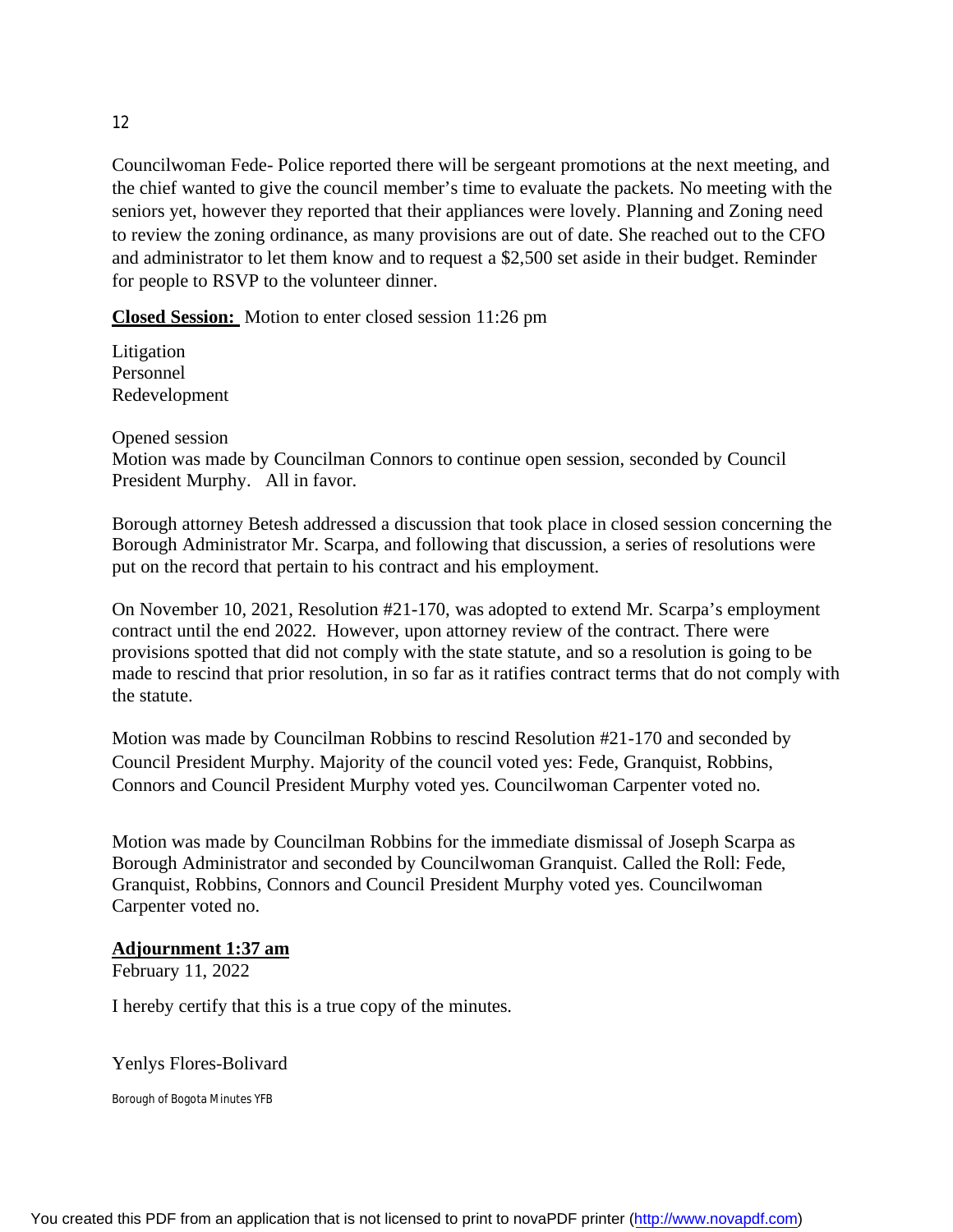Councilwoman Fede- Police reported there will be sergeant promotions at the next meeting, and the chief wanted to give the council member's time to evaluate the packets. No meeting with the seniors yet, however they reported that their appliances were lovely. Planning and Zoning need to review the zoning ordinance, as many provisions are out of date. She reached out to the CFO and administrator to let them know and to request a $2,500 set aside in their budget. Reminder for people to RSVP to the volunteer dinner.

**Closed Session:** Motion to enter closed session 11:26 pm

Litigation
Personnel
Redevelopment

Opened session
Motion was made by Councilman Connors to continue open session, seconded by Council President Murphy. All in favor.

Borough attorney Betesh addressed a discussion that took place in closed session concerning the Borough Administrator Mr. Scarpa, and following that discussion, a series of resolutions were put on the record that pertain to his contract and his employment.

On November 10, 2021, Resolution #21-170, was adopted to extend Mr. Scarpa's employment contract until the end 2022. However, upon attorney review of the contract. There were provisions spotted that did not comply with the state statute, and so a resolution is going to be made to rescind that prior resolution, in so far as it ratifies contract terms that do not comply with the statute.

Motion was made by Councilman Robbins to rescind Resolution #21-170 and seconded by Council President Murphy. Majority of the council voted yes: Fede, Granquist, Robbins, Connors and Council President Murphy voted yes. Councilwoman Carpenter voted no.

Motion was made by Councilman Robbins for the immediate dismissal of Joseph Scarpa as Borough Administrator and seconded by Councilwoman Granquist. Called the Roll: Fede, Granquist, Robbins, Connors and Council President Murphy voted yes. Councilwoman Carpenter voted no.

**Adjournment 1:37 am**
February 11, 2022

I hereby certify that this is a true copy of the minutes.

Yenlys Flores-Bolivard